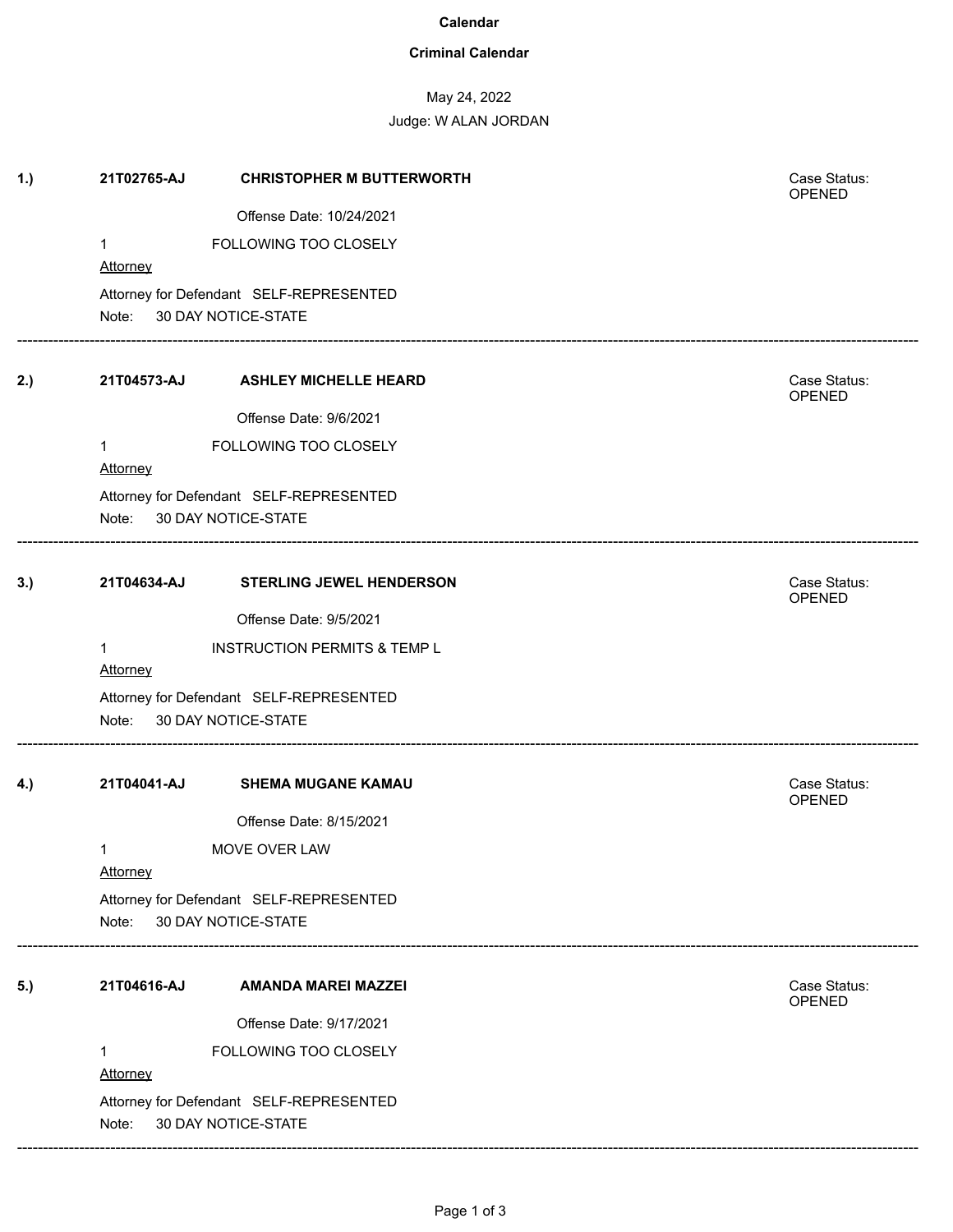# Calendar

## Criminal Calendar

May 24, 2022

Judge: W ALAN JORDAN

---

**1.)** **21T02765-AJ** **CHRISTOPHER M BUTTERWORTH**

Case Status: OPENED

Offense Date: 10/24/2021

1 FOLLOWING TOO CLOSELY

Attorney

Attorney for Defendant SELF-REPRESENTED

Note: 30 DAY NOTICE-STATE

---

**2.)** **21T04573-AJ** **ASHLEY MICHELLE HEARD**

Case Status: OPENED

Offense Date: 9/6/2021

1 FOLLOWING TOO CLOSELY

Attorney

Attorney for Defendant SELF-REPRESENTED

Note: 30 DAY NOTICE-STATE

---

**3.)** **21T04634-AJ** **STERLING JEWEL HENDERSON**

Case Status: OPENED

Offense Date: 9/5/2021

1 INSTRUCTION PERMITS & TEMP L

Attorney

Attorney for Defendant SELF-REPRESENTED

Note: 30 DAY NOTICE-STATE

---

**4.)** **21T04041-AJ** **SHEMA MUGANE KAMAU**

Case Status: OPENED

Offense Date: 8/15/2021

1 MOVE OVER LAW

Attorney

Attorney for Defendant SELF-REPRESENTED

Note: 30 DAY NOTICE-STATE

---

**5.)** **21T04616-AJ** **AMANDA MAREI MAZZEI**

Case Status: OPENED

Offense Date: 9/17/2021

1 FOLLOWING TOO CLOSELY

Attorney

Attorney for Defendant SELF-REPRESENTED

Note: 30 DAY NOTICE-STATE

---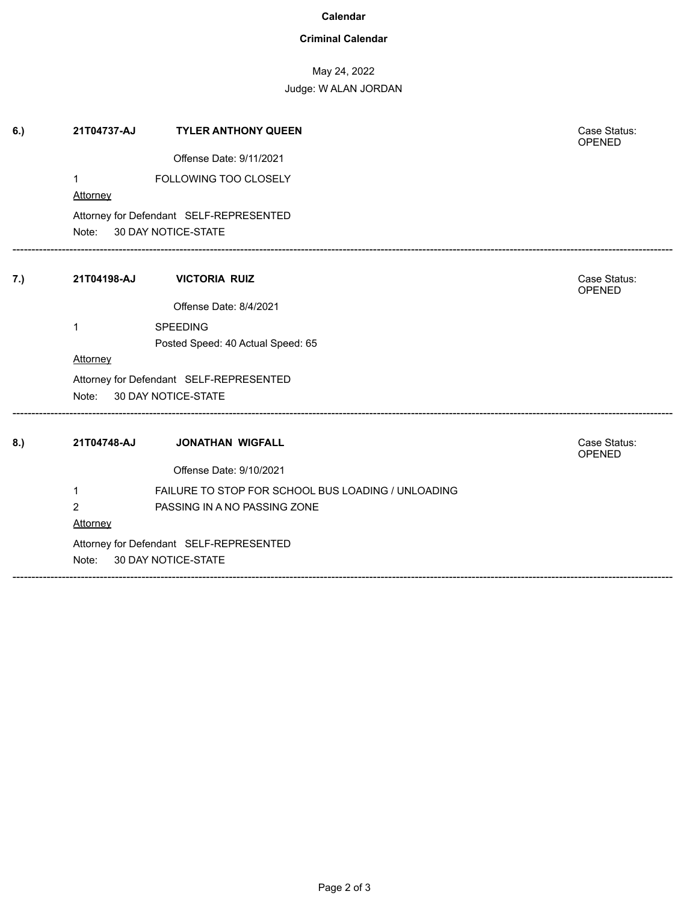**Calendar**

**Criminal Calendar**

May 24, 2022

Judge: W ALAN JORDAN

---

**6.)** **21T04737-AJ** **TYLER ANTHONY QUEEN**

Case Status: OPENED

Offense Date: 9/11/2021

1 FOLLOWING TOO CLOSELY

Attorney

Attorney for Defendant SELF-REPRESENTED

Note: 30 DAY NOTICE-STATE

---

**7.)** **21T04198-AJ** **VICTORIA RUIZ**

Case Status: OPENED

Offense Date: 8/4/2021

1 SPEEDING

Posted Speed: 40 Actual Speed: 65

Attorney

Attorney for Defendant SELF-REPRESENTED

Note: 30 DAY NOTICE-STATE

---

**8.)** **21T04748-AJ** **JONATHAN WIGFALL**

Case Status: OPENED

Offense Date: 9/10/2021

1 FAILURE TO STOP FOR SCHOOL BUS LOADING / UNLOADING

2 PASSING IN A NO PASSING ZONE

Attorney

Attorney for Defendant SELF-REPRESENTED

Note: 30 DAY NOTICE-STATE

---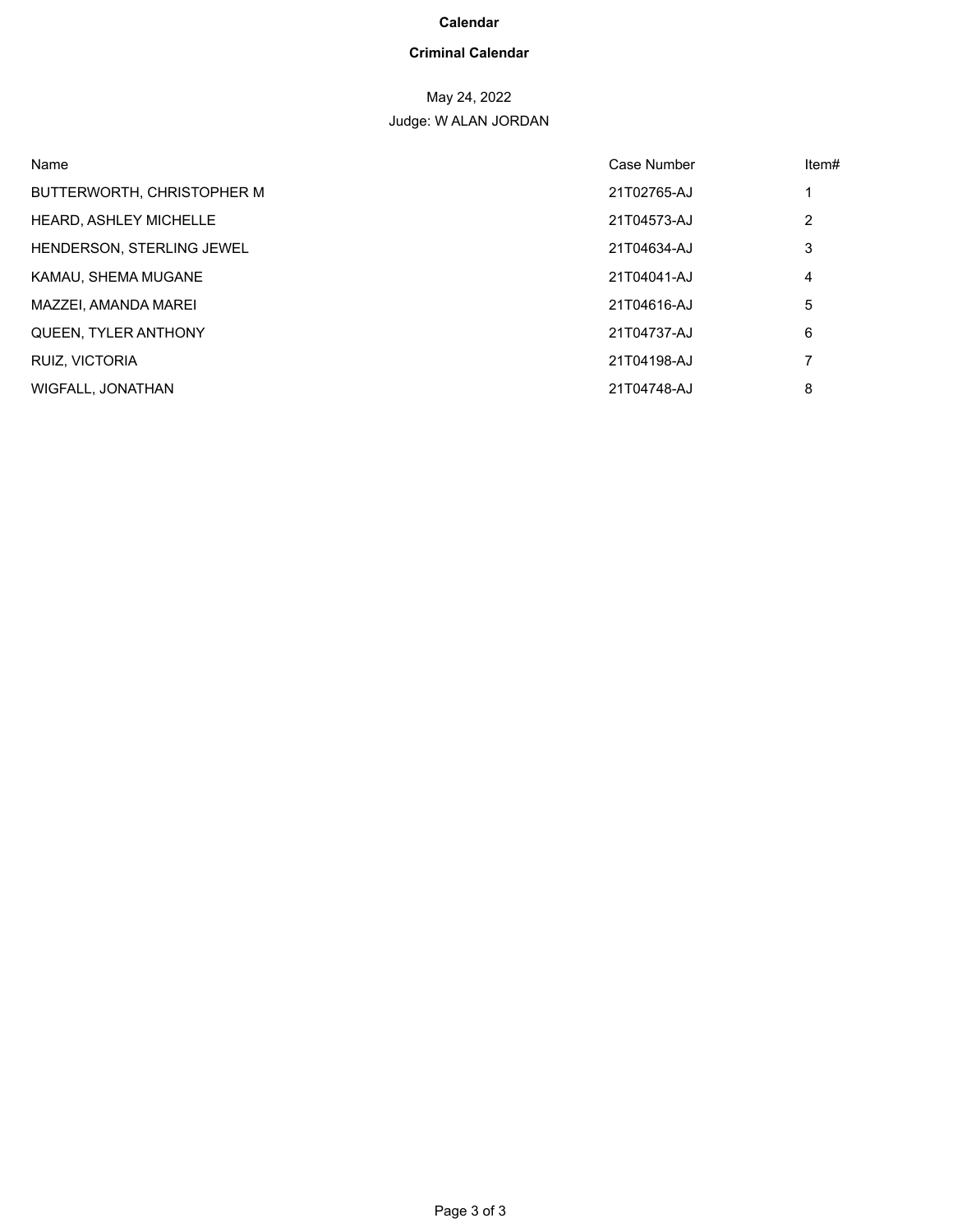**Calendar**

**Criminal Calendar**

May 24, 2022

Judge: W ALAN JORDAN

| Name | Case Number | Item# |
|---|---|---|
| BUTTERWORTH, CHRISTOPHER M | 21T02765-AJ | 1 |
| HEARD, ASHLEY MICHELLE | 21T04573-AJ | 2 |
| HENDERSON, STERLING JEWEL | 21T04634-AJ | 3 |
| KAMAU, SHEMA MUGANE | 21T04041-AJ | 4 |
| MAZZEI, AMANDA MAREI | 21T04616-AJ | 5 |
| QUEEN, TYLER ANTHONY | 21T04737-AJ | 6 |
| RUIZ, VICTORIA | 21T04198-AJ | 7 |
| WIGFALL, JONATHAN | 21T04748-AJ | 8 |